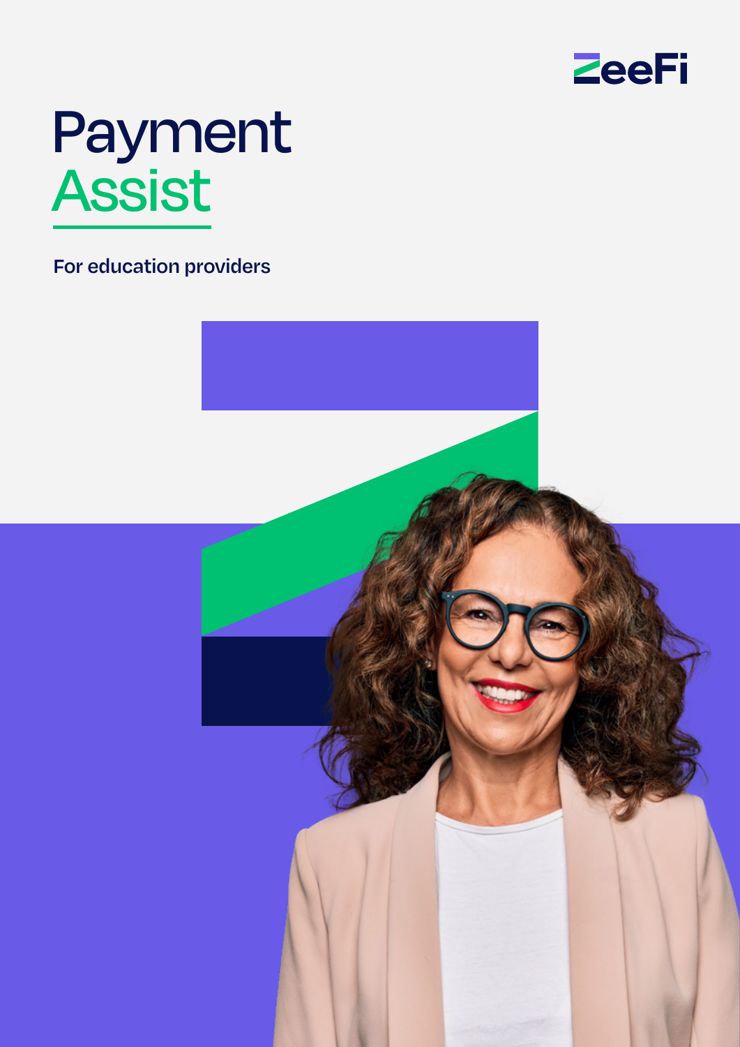ZeeFi

# Payment Assist

For education providers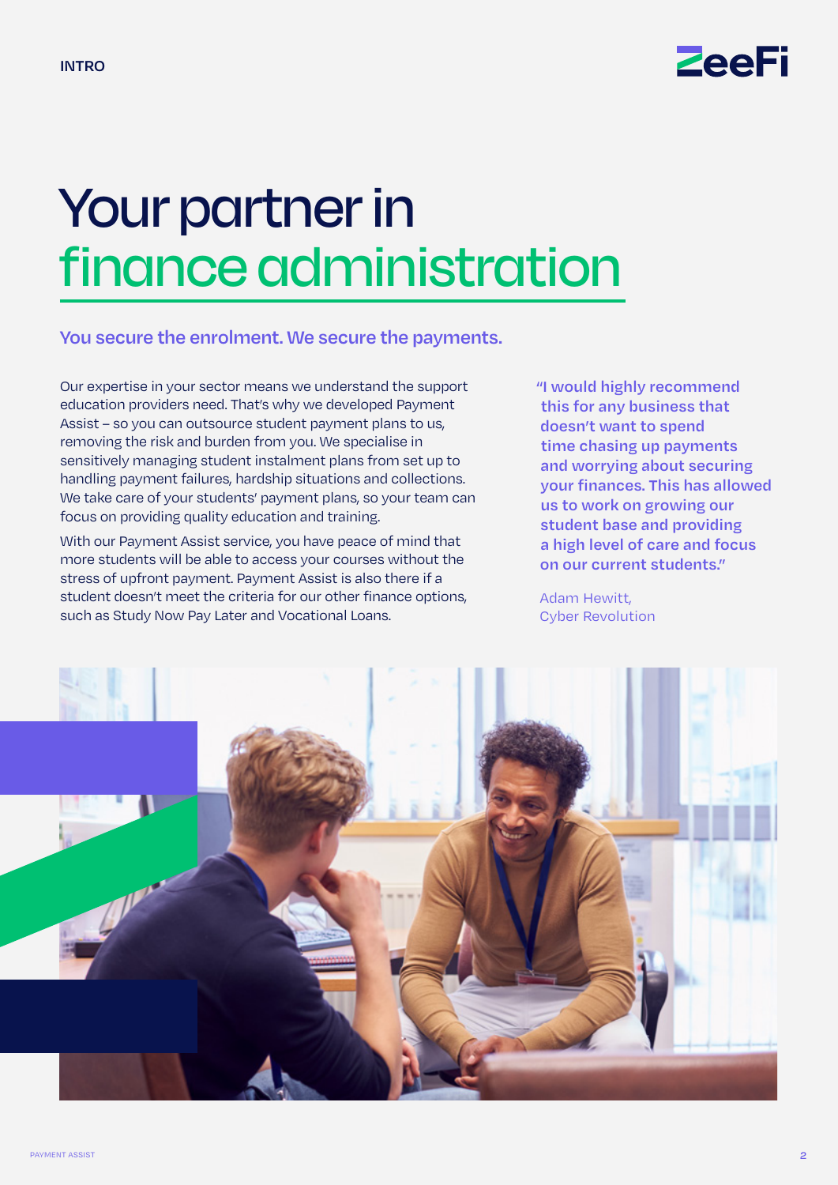# Your partner in finance administration

## You secure the enrolment. We secure the payments.

Our expertise in your sector means we understand the support education providers need. That's why we developed Payment Assist – so you can outsource student payment plans to us, removing the risk and burden from you. We specialise in sensitively managing student instalment plans from set up to handling payment failures, hardship situations and collections. We take care of your students' payment plans, so your team can focus on providing quality education and training.

With our Payment Assist service, you have peace of mind that more students will be able to access your courses without the stress of upfront payment. Payment Assist is also there if a student doesn't meet the criteria for our other finance options, such as Study Now Pay Later and Vocational Loans.

> **"I would highly recommend this for any business that doesn't want to spend time chasing up payments and worrying about securing your finances. This has allowed us to work on growing our student base and providing a high level of care and focus on our current students."**
>
> Adam Hewitt,
> Cyber Revolution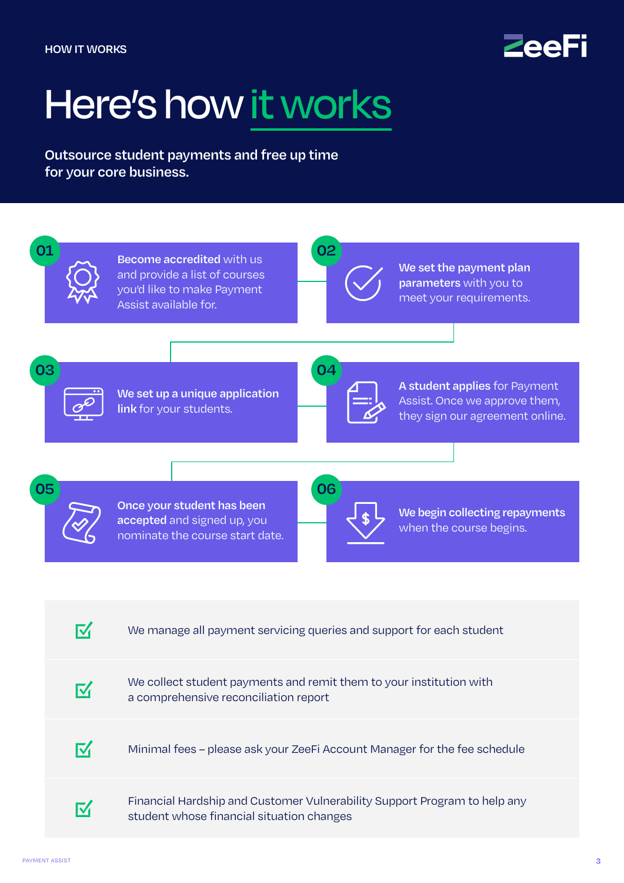HOW IT WORKS

# Here's how it works

**Outsource student payments and free up time for your core business.**

**01** **Become accredited** with us and provide a list of courses you'd like to make Payment Assist available for.

**02** **We set the payment plan parameters** with you to meet your requirements.

**03** **We set up a unique application link** for your students.

**04** **A student applies** for Payment Assist. Once we approve them, they sign our agreement online.

**05** **Once your student has been accepted** and signed up, you nominate the course start date.

**06** **We begin collecting repayments** when the course begins.

- We manage all payment servicing queries and support for each student
- We collect student payments and remit them to your institution with a comprehensive reconciliation report
- Minimal fees – please ask your ZeeFi Account Manager for the fee schedule
- Financial Hardship and Customer Vulnerability Support Program to help any student whose financial situation changes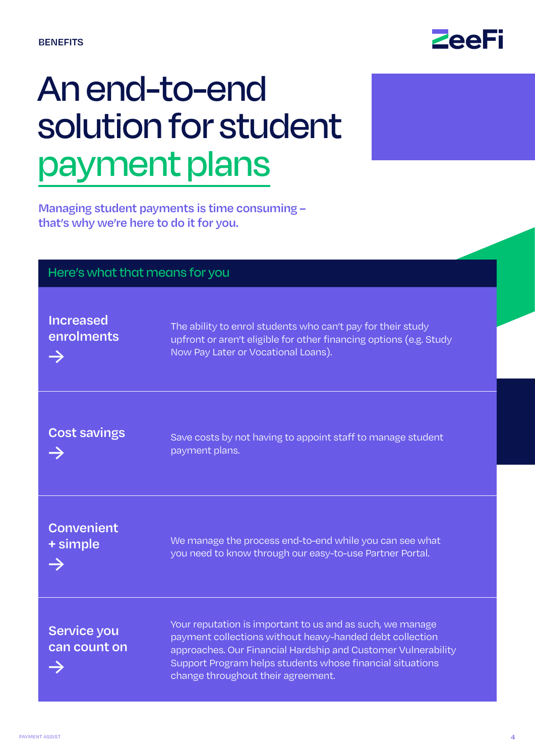BENEFITS

# An end-to-end solution for student payment plans

**Managing student payments is time consuming – that's why we're here to do it for you.**

## Here's what that means for you

| | |
|---|---|
| **Increased enrolments →** | The ability to enrol students who can't pay for their study upfront or aren't eligible for other financing options (e.g. Study Now Pay Later or Vocational Loans). |
| **Cost savings →** | Save costs by not having to appoint staff to manage student payment plans. |
| **Convenient + simple →** | We manage the process end-to-end while you can see what you need to know through our easy-to-use Partner Portal. |
| **Service you can count on →** | Your reputation is important to us and as such, we manage payment collections without heavy-handed debt collection approaches. Our Financial Hardship and Customer Vulnerability Support Program helps students whose financial situations change throughout their agreement. |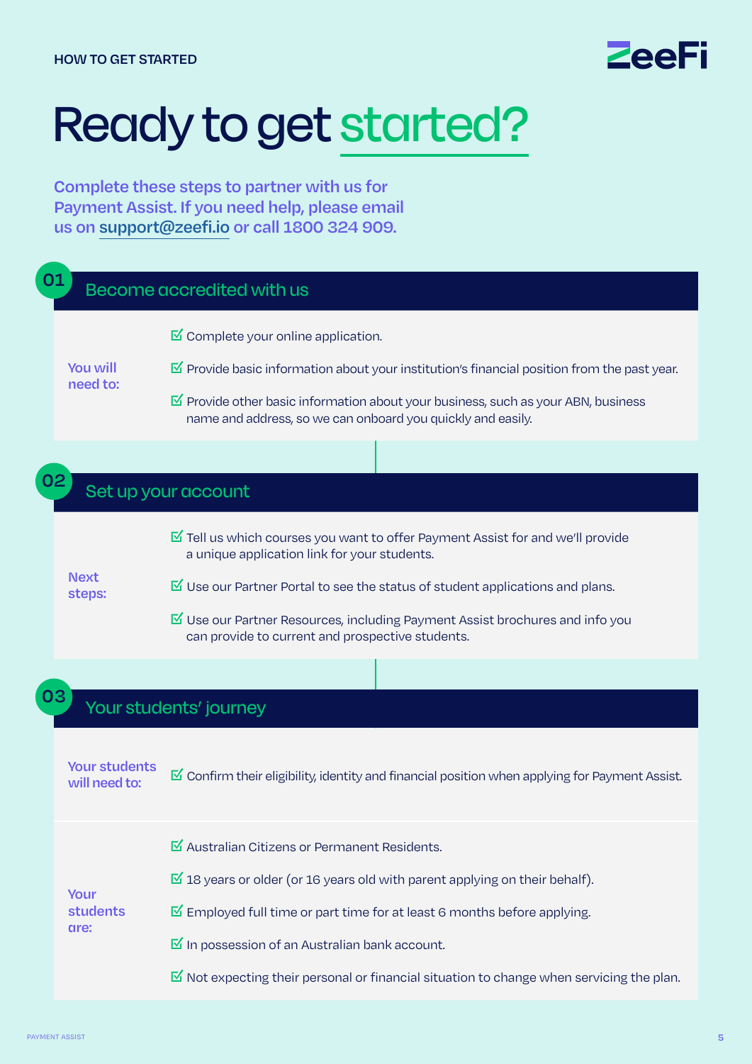HOW TO GET STARTED

# Ready to get started?

**Complete these steps to partner with us for Payment Assist. If you need help, please email us on support@zeefi.io or call 1800 324 909.**

## 01 Become accredited with us

**You will need to:**

- ☑ Complete your online application.
- ☑ Provide basic information about your institution's financial position from the past year.
- ☑ Provide other basic information about your business, such as your ABN, business name and address, so we can onboard you quickly and easily.

## 02 Set up your account

**Next steps:**

- ☑ Tell us which courses you want to offer Payment Assist for and we'll provide a unique application link for your students.
- ☑ Use our Partner Portal to see the status of student applications and plans.
- ☑ Use our Partner Resources, including Payment Assist brochures and info you can provide to current and prospective students.

## 03 Your students' journey

**Your students will need to:**

- ☑ Confirm their eligibility, identity and financial position when applying for Payment Assist.

**Your students are:**

- ☑ Australian Citizens or Permanent Residents.
- ☑ 18 years or older (or 16 years old with parent applying on their behalf).
- ☑ Employed full time or part time for at least 6 months before applying.
- ☑ In possession of an Australian bank account.
- ☑ Not expecting their personal or financial situation to change when servicing the plan.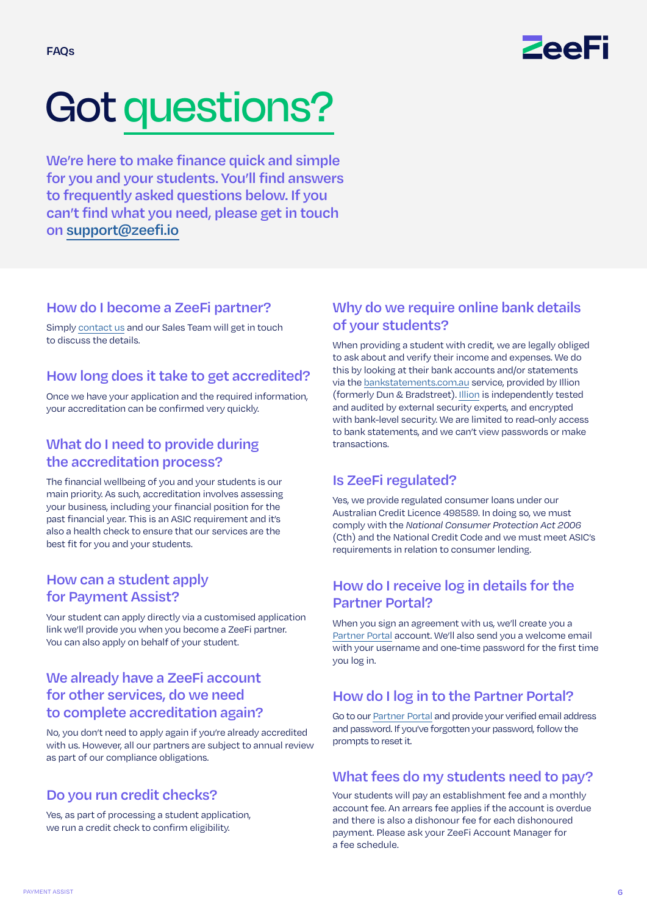# Got questions?

We're here to make finance quick and simple for you and your students. You'll find answers to frequently asked questions below. If you can't find what you need, please get in touch on support@zeefi.io

## How do I become a ZeeFi partner?

Simply contact us and our Sales Team will get in touch to discuss the details.

## How long does it take to get accredited?

Once we have your application and the required information, your accreditation can be confirmed very quickly.

## What do I need to provide during the accreditation process?

The financial wellbeing of you and your students is our main priority. As such, accreditation involves assessing your business, including your financial position for the past financial year. This is an ASIC requirement and it's also a health check to ensure that our services are the best fit for you and your students.

## How can a student apply for Payment Assist?

Your student can apply directly via a customised application link we'll provide you when you become a ZeeFi partner. You can also apply on behalf of your student.

## We already have a ZeeFi account for other services, do we need to complete accreditation again?

No, you don't need to apply again if you're already accredited with us. However, all our partners are subject to annual review as part of our compliance obligations.

## Do you run credit checks?

Yes, as part of processing a student application, we run a credit check to confirm eligibility.

## Why do we require online bank details of your students?

When providing a student with credit, we are legally obliged to ask about and verify their income and expenses. We do this by looking at their bank accounts and/or statements via the bankstatements.com.au service, provided by Illion (formerly Dun & Bradstreet). Illion is independently tested and audited by external security experts, and encrypted with bank-level security. We are limited to read-only access to bank statements, and we can't view passwords or make transactions.

## Is ZeeFi regulated?

Yes, we provide regulated consumer loans under our Australian Credit Licence 498589. In doing so, we must comply with the *National Consumer Protection Act 2006* (Cth) and the National Credit Code and we must meet ASIC's requirements in relation to consumer lending.

## How do I receive log in details for the Partner Portal?

When you sign an agreement with us, we'll create you a Partner Portal account. We'll also send you a welcome email with your username and one-time password for the first time you log in.

## How do I log in to the Partner Portal?

Go to our Partner Portal and provide your verified email address and password. If you've forgotten your password, follow the prompts to reset it.

## What fees do my students need to pay?

Your students will pay an establishment fee and a monthly account fee. An arrears fee applies if the account is overdue and there is also a dishonour fee for each dishonoured payment. Please ask your ZeeFi Account Manager for a fee schedule.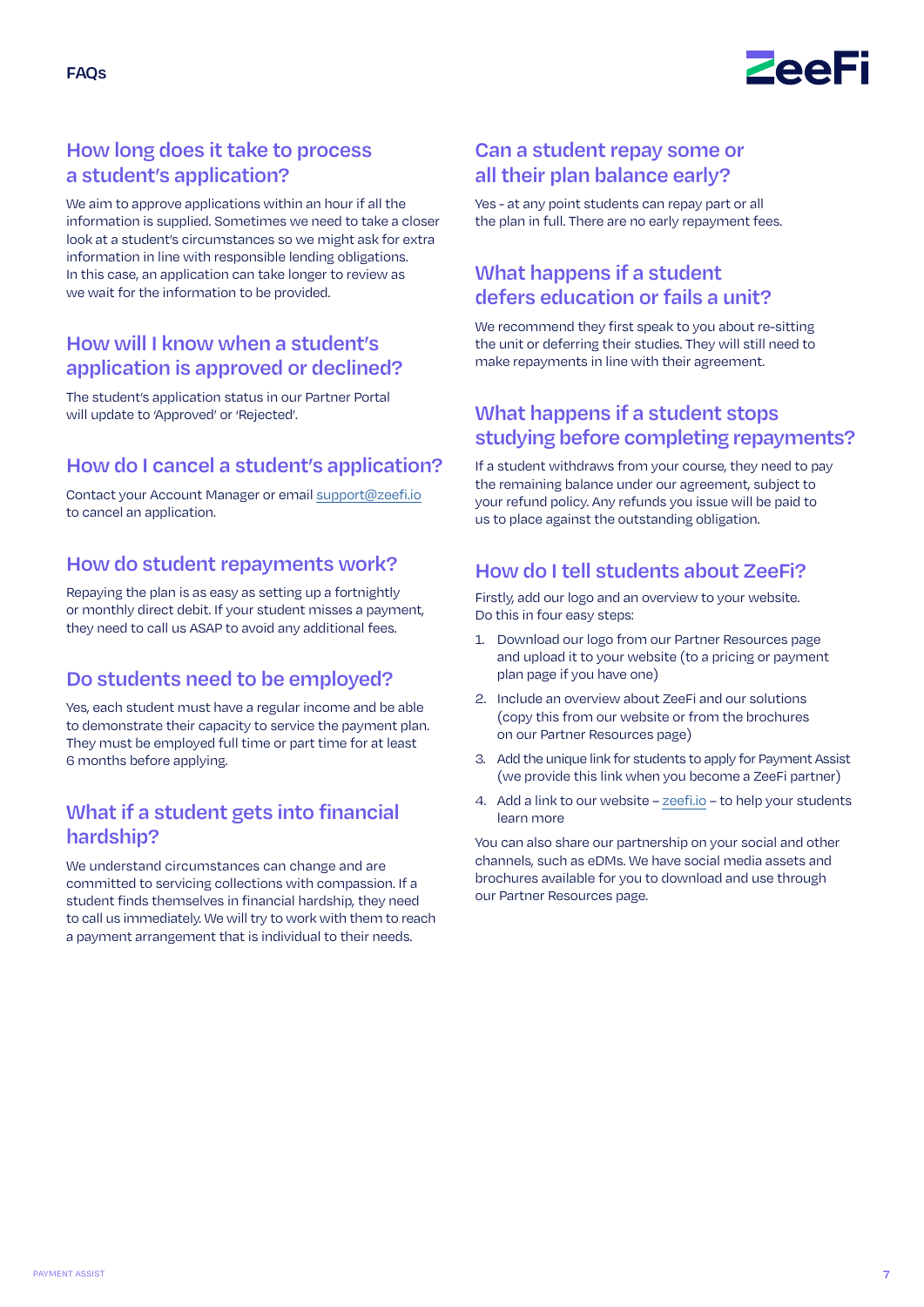# FAQs

## How long does it take to process a student's application?

We aim to approve applications within an hour if all the information is supplied. Sometimes we need to take a closer look at a student's circumstances so we might ask for extra information in line with responsible lending obligations. In this case, an application can take longer to review as we wait for the information to be provided.

## How will I know when a student's application is approved or declined?

The student's application status in our Partner Portal will update to 'Approved' or 'Rejected'.

## How do I cancel a student's application?

Contact your Account Manager or email support@zeefi.io to cancel an application.

## How do student repayments work?

Repaying the plan is as easy as setting up a fortnightly or monthly direct debit. If your student misses a payment, they need to call us ASAP to avoid any additional fees.

## Do students need to be employed?

Yes, each student must have a regular income and be able to demonstrate their capacity to service the payment plan. They must be employed full time or part time for at least 6 months before applying.

## What if a student gets into financial hardship?

We understand circumstances can change and are committed to servicing collections with compassion. If a student finds themselves in financial hardship, they need to call us immediately. We will try to work with them to reach a payment arrangement that is individual to their needs.

## Can a student repay some or all their plan balance early?

Yes - at any point students can repay part or all the plan in full. There are no early repayment fees.

## What happens if a student defers education or fails a unit?

We recommend they first speak to you about re-sitting the unit or deferring their studies. They will still need to make repayments in line with their agreement.

## What happens if a student stops studying before completing repayments?

If a student withdraws from your course, they need to pay the remaining balance under our agreement, subject to your refund policy. Any refunds you issue will be paid to us to place against the outstanding obligation.

## How do I tell students about ZeeFi?

Firstly, add our logo and an overview to your website. Do this in four easy steps:

1. Download our logo from our Partner Resources page and upload it to your website (to a pricing or payment plan page if you have one)
2. Include an overview about ZeeFi and our solutions (copy this from our website or from the brochures on our Partner Resources page)
3. Add the unique link for students to apply for Payment Assist (we provide this link when you become a ZeeFi partner)
4. Add a link to our website – zeefi.io – to help your students learn more

You can also share our partnership on your social and other channels, such as eDMs. We have social media assets and brochures available for you to download and use through our Partner Resources page.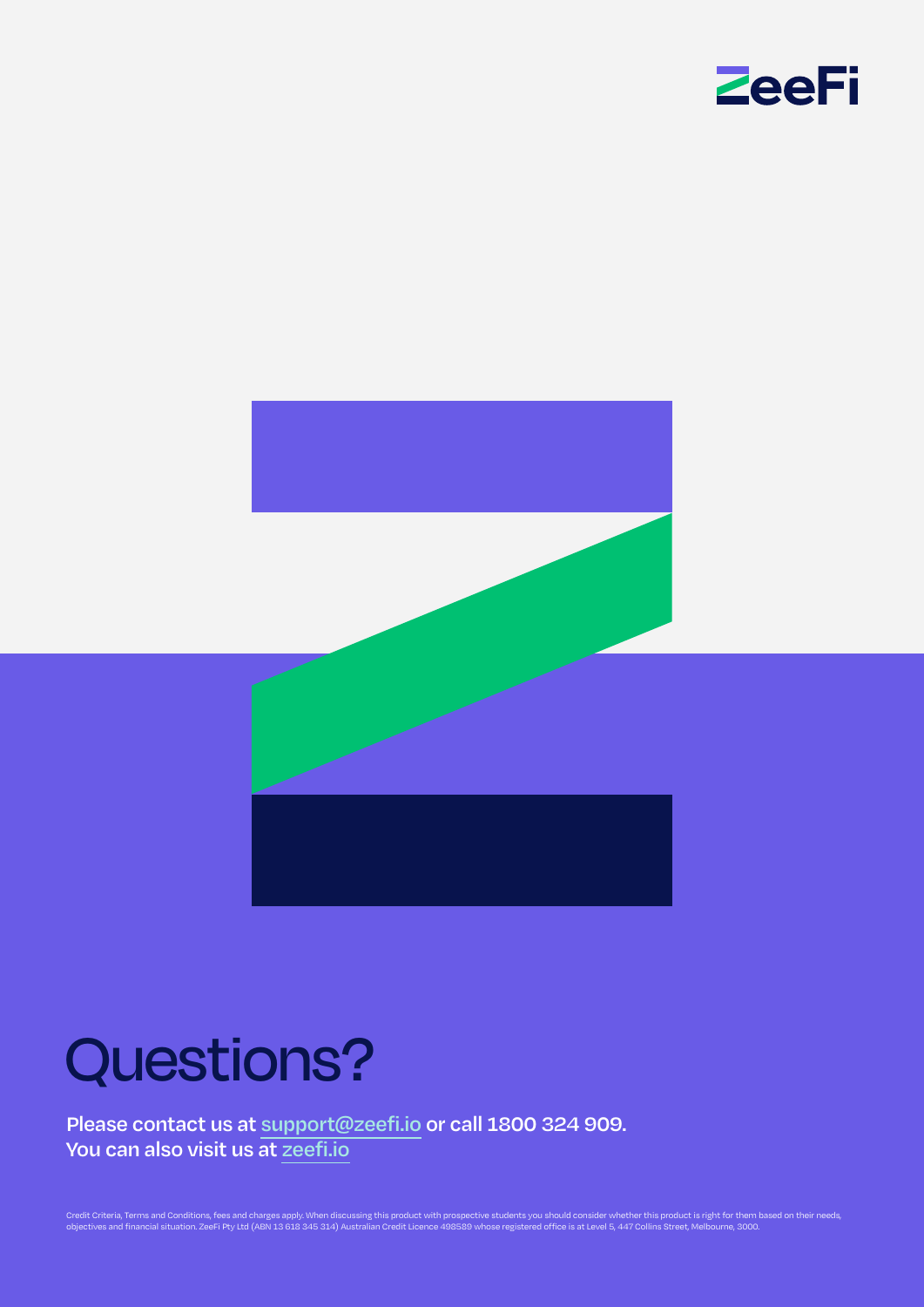ZeeFi

# Questions?

Please contact us at support@zeefi.io or call 1800 324 909.
You can also visit us at zeefi.io

Credit Criteria, Terms and Conditions, fees and charges apply. When discussing this product with prospective students you should consider whether this product is right for them based on their needs, objectives and financial situation. ZeeFi Pty Ltd (ABN 13 618 345 314) Australian Credit Licence 498589 whose registered office is at Level 5, 447 Collins Street, Melbourne, 3000.